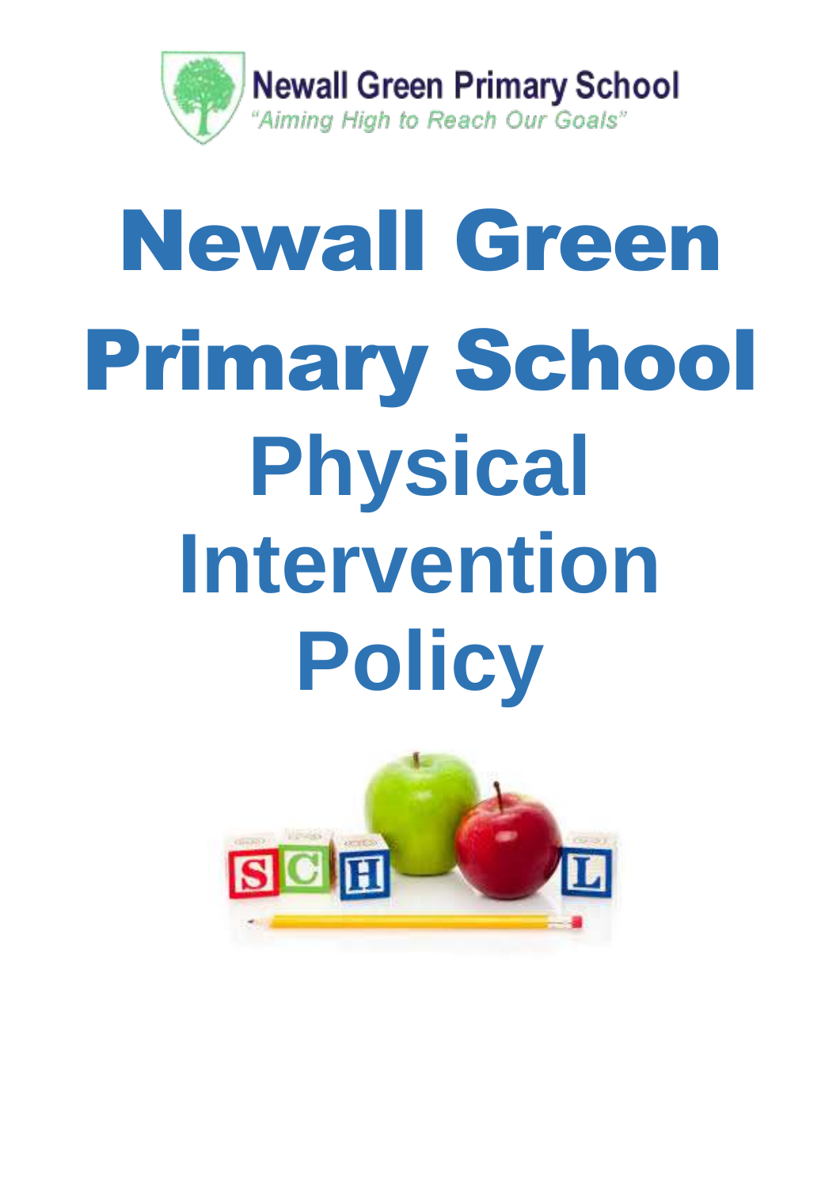Newall Green Primary School

*"Aiming High to Reach Our Goals"*

# Newall Green Primary School

# Physical Intervention Policy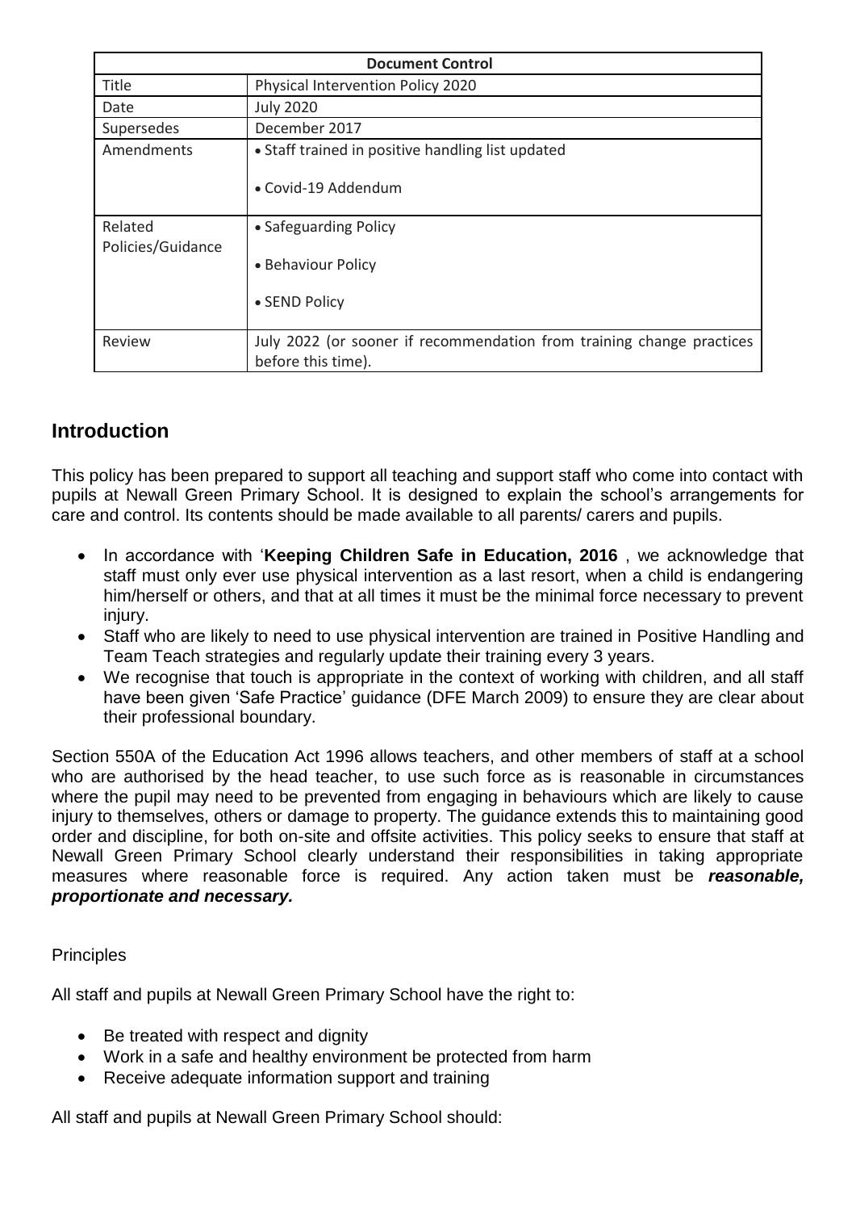| Document Control | |
|---|---|
| Title | Physical Intervention Policy 2020 |
| Date | July 2020 |
| Supersedes | December 2017 |
| Amendments | • Staff trained in positive handling list updated<br>• Covid-19 Addendum |
| Related Policies/Guidance | • Safeguarding Policy<br>• Behaviour Policy<br>• SEND Policy |
| Review | July 2022 (or sooner if recommendation from training change practices before this time). |

## Introduction

This policy has been prepared to support all teaching and support staff who come into contact with pupils at Newall Green Primary School. It is designed to explain the school's arrangements for care and control. Its contents should be made available to all parents/ carers and pupils.

- In accordance with '**Keeping Children Safe in Education, 2016** , we acknowledge that staff must only ever use physical intervention as a last resort, when a child is endangering him/herself or others, and that at all times it must be the minimal force necessary to prevent injury.
- Staff who are likely to need to use physical intervention are trained in Positive Handling and Team Teach strategies and regularly update their training every 3 years.
- We recognise that touch is appropriate in the context of working with children, and all staff have been given 'Safe Practice' guidance (DFE March 2009) to ensure they are clear about their professional boundary.

Section 550A of the Education Act 1996 allows teachers, and other members of staff at a school who are authorised by the head teacher, to use such force as is reasonable in circumstances where the pupil may need to be prevented from engaging in behaviours which are likely to cause injury to themselves, others or damage to property. The guidance extends this to maintaining good order and discipline, for both on-site and offsite activities. This policy seeks to ensure that staff at Newall Green Primary School clearly understand their responsibilities in taking appropriate measures where reasonable force is required. Any action taken must be ***reasonable, proportionate and necessary.***

Principles

All staff and pupils at Newall Green Primary School have the right to:

- Be treated with respect and dignity
- Work in a safe and healthy environment be protected from harm
- Receive adequate information support and training

All staff and pupils at Newall Green Primary School should: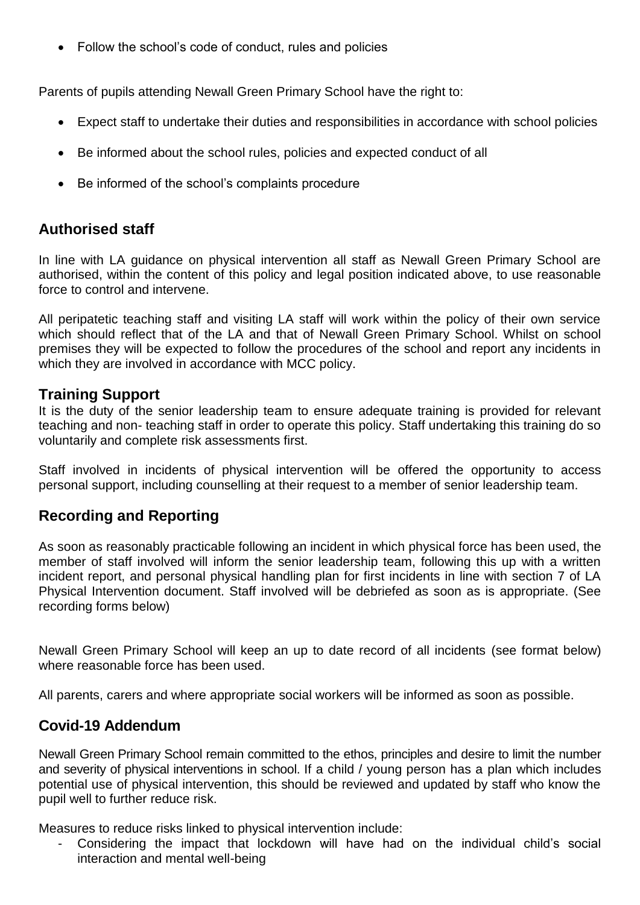- Follow the school's code of conduct, rules and policies

Parents of pupils attending Newall Green Primary School have the right to:

- Expect staff to undertake their duties and responsibilities in accordance with school policies
- Be informed about the school rules, policies and expected conduct of all
- Be informed of the school's complaints procedure

## Authorised staff

In line with LA guidance on physical intervention all staff as Newall Green Primary School are authorised, within the content of this policy and legal position indicated above, to use reasonable force to control and intervene.

All peripatetic teaching staff and visiting LA staff will work within the policy of their own service which should reflect that of the LA and that of Newall Green Primary School. Whilst on school premises they will be expected to follow the procedures of the school and report any incidents in which they are involved in accordance with MCC policy.

## Training Support

It is the duty of the senior leadership team to ensure adequate training is provided for relevant teaching and non- teaching staff in order to operate this policy. Staff undertaking this training do so voluntarily and complete risk assessments first.

Staff involved in incidents of physical intervention will be offered the opportunity to access personal support, including counselling at their request to a member of senior leadership team.

## Recording and Reporting

As soon as reasonably practicable following an incident in which physical force has been used, the member of staff involved will inform the senior leadership team, following this up with a written incident report, and personal physical handling plan for first incidents in line with section 7 of LA Physical Intervention document. Staff involved will be debriefed as soon as is appropriate. (See recording forms below)

Newall Green Primary School will keep an up to date record of all incidents (see format below) where reasonable force has been used.

All parents, carers and where appropriate social workers will be informed as soon as possible.

## Covid-19 Addendum

Newall Green Primary School remain committed to the ethos, principles and desire to limit the number and severity of physical interventions in school. If a child / young person has a plan which includes potential use of physical intervention, this should be reviewed and updated by staff who know the pupil well to further reduce risk.

Measures to reduce risks linked to physical intervention include:

- Considering the impact that lockdown will have had on the individual child's social interaction and mental well-being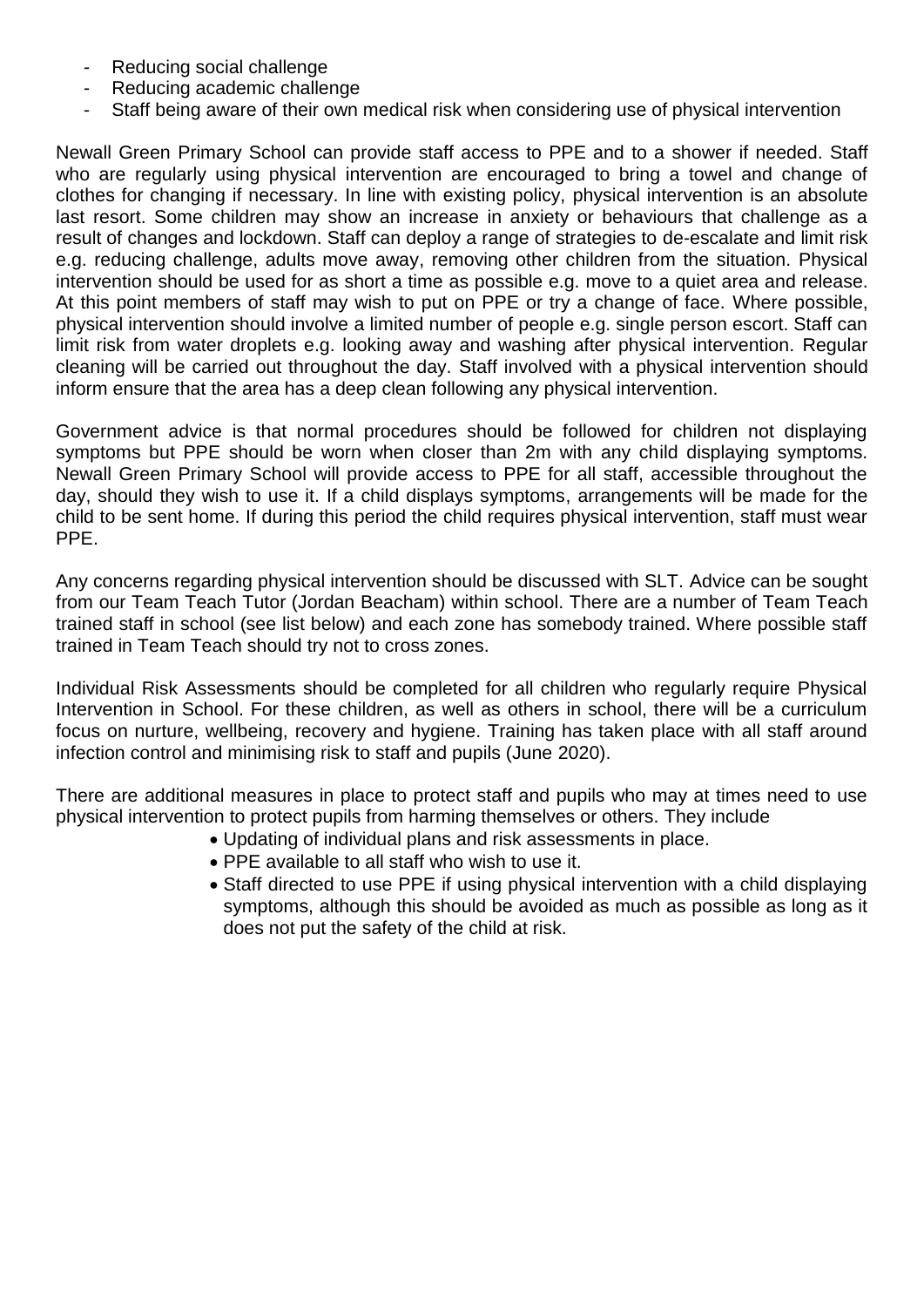- Reducing social challenge
- Reducing academic challenge
- Staff being aware of their own medical risk when considering use of physical intervention

Newall Green Primary School can provide staff access to PPE and to a shower if needed. Staff who are regularly using physical intervention are encouraged to bring a towel and change of clothes for changing if necessary. In line with existing policy, physical intervention is an absolute last resort. Some children may show an increase in anxiety or behaviours that challenge as a result of changes and lockdown. Staff can deploy a range of strategies to de-escalate and limit risk e.g. reducing challenge, adults move away, removing other children from the situation. Physical intervention should be used for as short a time as possible e.g. move to a quiet area and release. At this point members of staff may wish to put on PPE or try a change of face. Where possible, physical intervention should involve a limited number of people e.g. single person escort. Staff can limit risk from water droplets e.g. looking away and washing after physical intervention. Regular cleaning will be carried out throughout the day. Staff involved with a physical intervention should inform ensure that the area has a deep clean following any physical intervention.

Government advice is that normal procedures should be followed for children not displaying symptoms but PPE should be worn when closer than 2m with any child displaying symptoms. Newall Green Primary School will provide access to PPE for all staff, accessible throughout the day, should they wish to use it. If a child displays symptoms, arrangements will be made for the child to be sent home. If during this period the child requires physical intervention, staff must wear PPE.

Any concerns regarding physical intervention should be discussed with SLT. Advice can be sought from our Team Teach Tutor (Jordan Beacham) within school. There are a number of Team Teach trained staff in school (see list below) and each zone has somebody trained. Where possible staff trained in Team Teach should try not to cross zones.

Individual Risk Assessments should be completed for all children who regularly require Physical Intervention in School. For these children, as well as others in school, there will be a curriculum focus on nurture, wellbeing, recovery and hygiene. Training has taken place with all staff around infection control and minimising risk to staff and pupils (June 2020).

There are additional measures in place to protect staff and pupils who may at times need to use physical intervention to protect pupils from harming themselves or others. They include

- Updating of individual plans and risk assessments in place.
- PPE available to all staff who wish to use it.
- Staff directed to use PPE if using physical intervention with a child displaying symptoms, although this should be avoided as much as possible as long as it does not put the safety of the child at risk.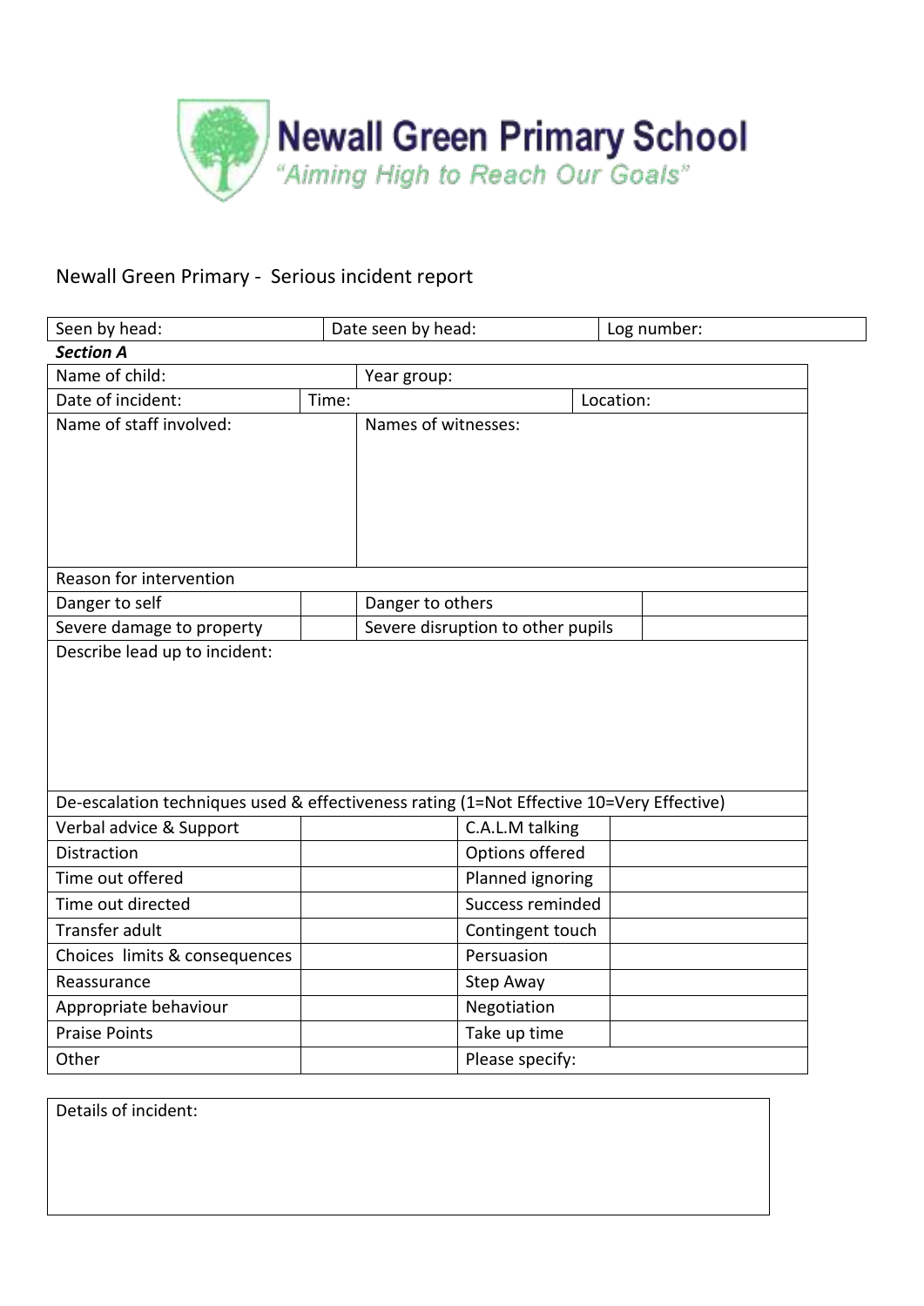Newall Green Primary School

"Aiming High to Reach Our Goals"

Newall Green Primary - Serious incident report

| Seen by head: | Date seen by head: | Log number: |
|---|---|---|

***Section A***

| Name of child: | | Year group: | |
|---|---|---|---|
| Date of incident: | Time: | | Location: |
| Name of staff involved: | | Names of witnesses: | |
| Reason for intervention | | | |
| Danger to self | | Danger to others | |
| Severe damage to property | | Severe disruption to other pupils | |
| Describe lead up to incident: | | | |

| De-escalation techniques used & effectiveness rating (1=Not Effective 10=Very Effective) | | | |
|---|---|---|---|
| Verbal advice & Support | | C.A.L.M talking | |
| Distraction | | Options offered | |
| Time out offered | | Planned ignoring | |
| Time out directed | | Success reminded | |
| Transfer adult | | Contingent touch | |
| Choices limits & consequences | | Persuasion | |
| Reassurance | | Step Away | |
| Appropriate behaviour | | Negotiation | |
| Praise Points | | Take up time | |
| Other | | Please specify: | |

| Details of incident: |
|---|
| |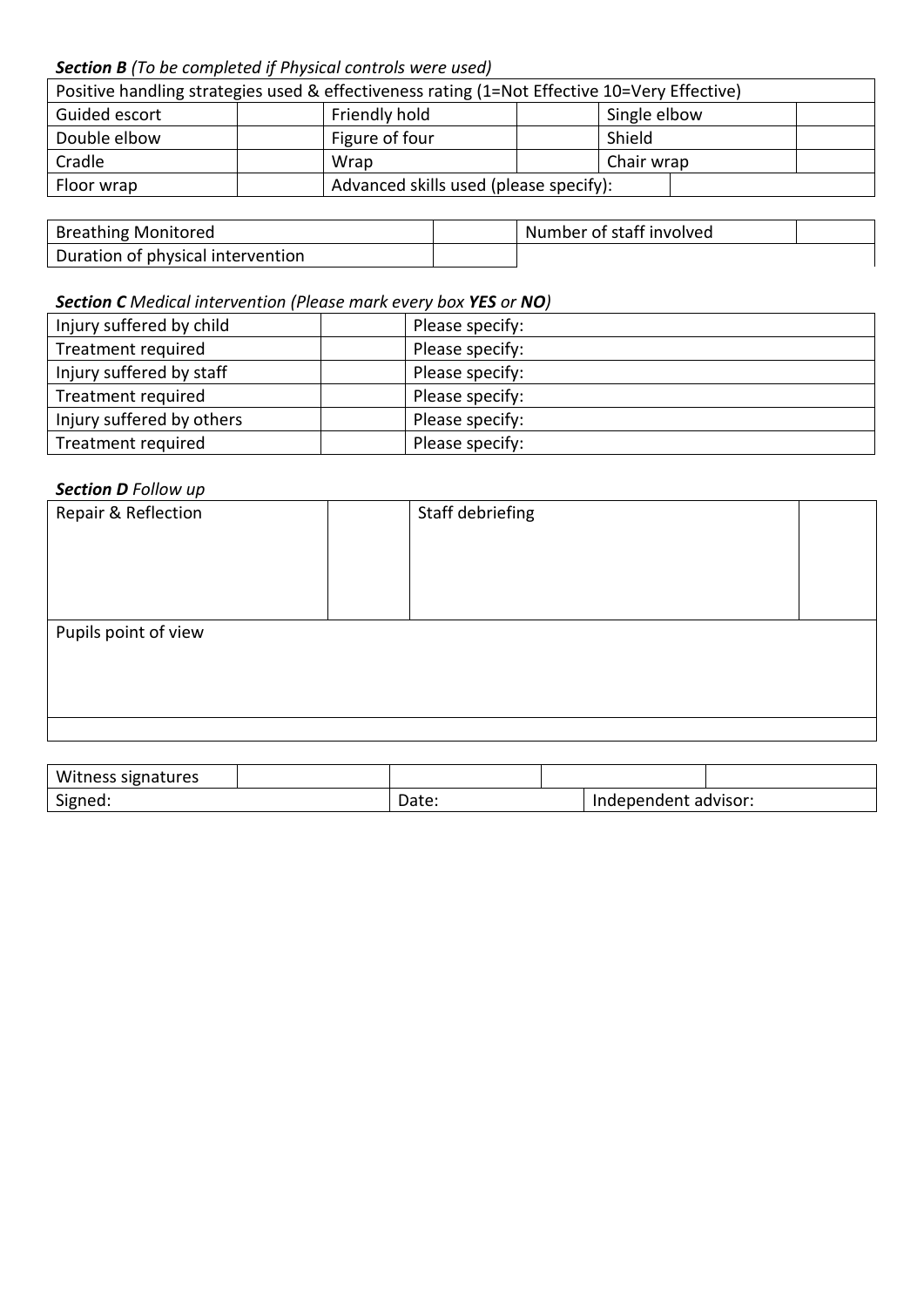***Section B*** *(To be completed if Physical controls were used)*

| Positive handling strategies used & effectiveness rating (1=Not Effective 10=Very Effective) | | | | | |
|---|---|---|---|---|---|
| Guided escort | | Friendly hold | | Single elbow | |
| Double elbow | | Figure of four | | Shield | |
| Cradle | | Wrap | | Chair wrap | |
| Floor wrap | | Advanced skills used (please specify): | | | |

| Breathing Monitored | | Number of staff involved | |
|---|---|---|---|
| Duration of physical intervention | | | |

***Section C*** *Medical intervention (Please mark every box **YES** or **NO**)*

| Injury suffered by child | | Please specify: |
|---|---|---|
| Treatment required | | Please specify: |
| Injury suffered by staff | | Please specify: |
| Treatment required | | Please specify: |
| Injury suffered by others | | Please specify: |
| Treatment required | | Please specify: |

***Section D*** *Follow up*

| Repair & Reflection | | Staff debriefing | |
|---|---|---|---|
| Pupils point of view | | | |
| | | | |

| Witness signatures | | | | |
|---|---|---|---|---|
| Signed: | | Date: | Independent advisor: | |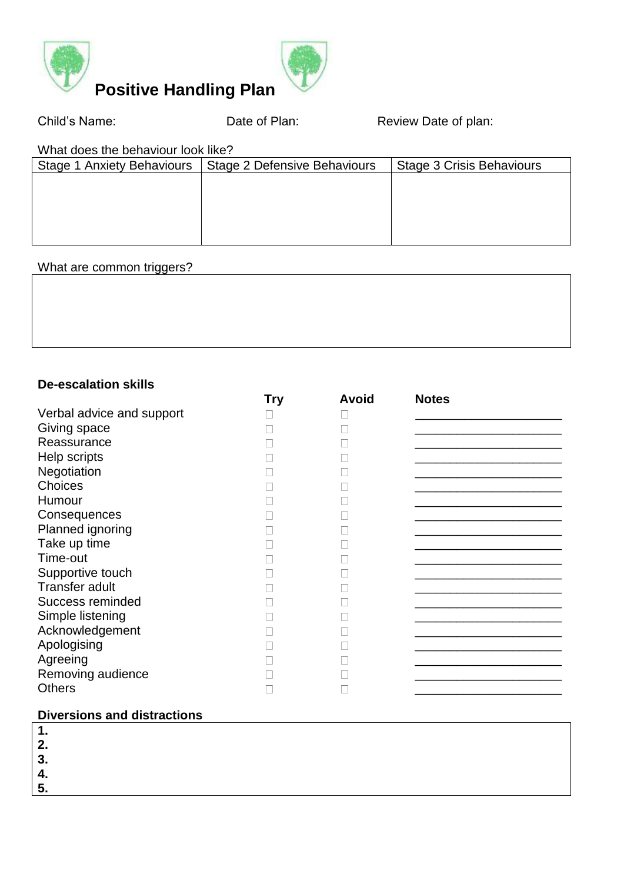# Positive Handling Plan

Child's Name: Date of Plan: Review Date of plan:

What does the behaviour look like?

| Stage 1 Anxiety Behaviours | Stage 2 Defensive Behaviours | Stage 3 Crisis Behaviours |
|---|---|---|
| | | |

What are common triggers?

| |
|---|
| |

**De-escalation skills**

| | Try | Avoid | Notes |
|---|---|---|---|
| Verbal advice and support | ☐ | ☐ | ____________________ |
| Giving space | ☐ | ☐ | ____________________ |
| Reassurance | ☐ | ☐ | ____________________ |
| Help scripts | ☐ | ☐ | ____________________ |
| Negotiation | ☐ | ☐ | ____________________ |
| Choices | ☐ | ☐ | ____________________ |
| Humour | ☐ | ☐ | ____________________ |
| Consequences | ☐ | ☐ | ____________________ |
| Planned ignoring | ☐ | ☐ | ____________________ |
| Take up time | ☐ | ☐ | ____________________ |
| Time-out | ☐ | ☐ | ____________________ |
| Supportive touch | ☐ | ☐ | ____________________ |
| Transfer adult | ☐ | ☐ | ____________________ |
| Success reminded | ☐ | ☐ | ____________________ |
| Simple listening | ☐ | ☐ | ____________________ |
| Acknowledgement | ☐ | ☐ | ____________________ |
| Apologising | ☐ | ☐ | ____________________ |
| Agreeing | ☐ | ☐ | ____________________ |
| Removing audience | ☐ | ☐ | ____________________ |
| Others | ☐ | ☐ | ____________________ |

**Diversions and distractions**

**1.**
**2.**
**3.**
**4.**
**5.**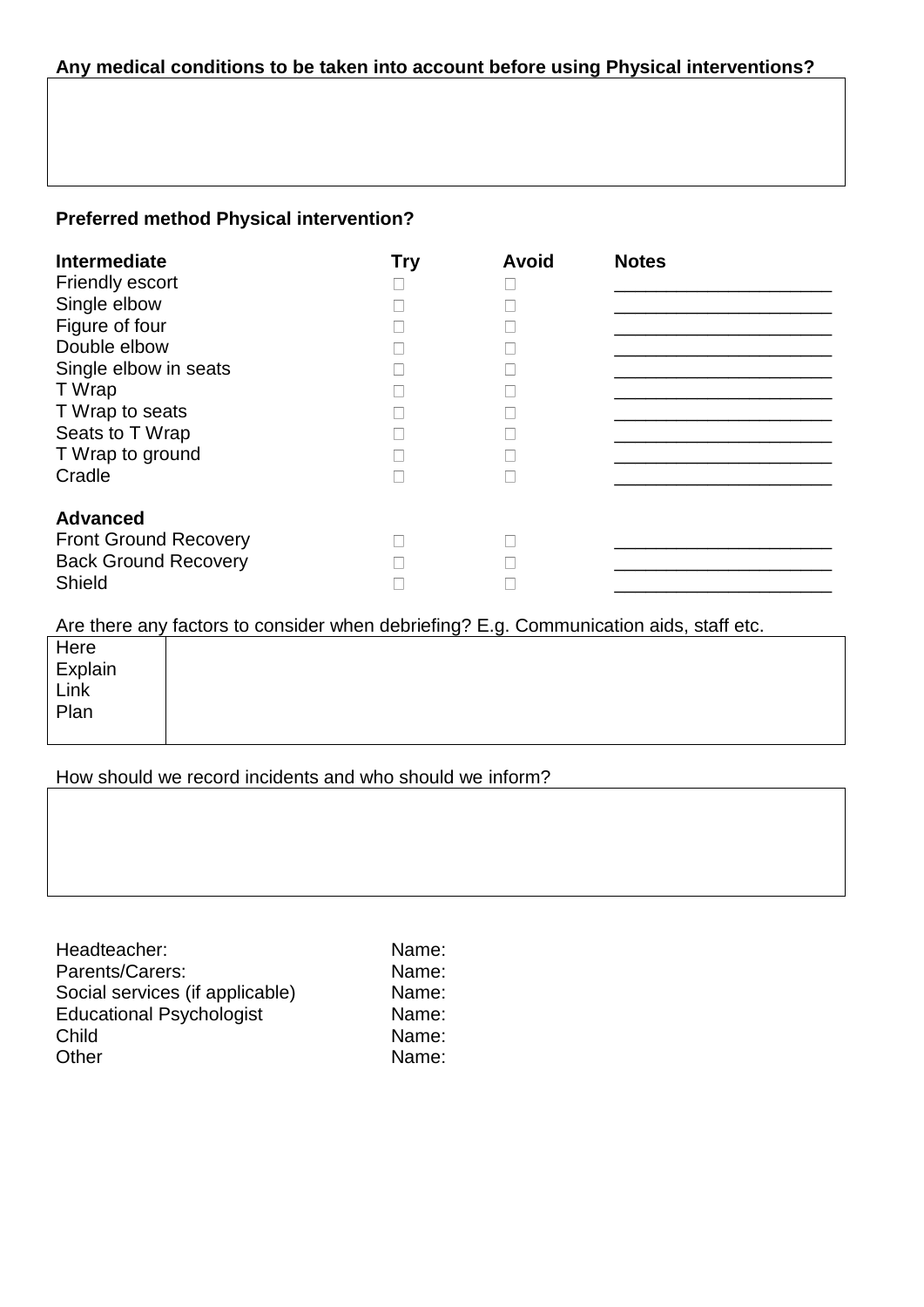**Any medical conditions to be taken into account before using Physical interventions?**

| |
|---|
| |

**Preferred method Physical intervention?**

| **Intermediate** | **Try** | **Avoid** | **Notes** |
|---|---|---|---|
| Friendly escort | ☐ | ☐ | ______________________ |
| Single elbow | ☐ | ☐ | ______________________ |
| Figure of four | ☐ | ☐ | ______________________ |
| Double elbow | ☐ | ☐ | ______________________ |
| Single elbow in seats | ☐ | ☐ | ______________________ |
| T Wrap | ☐ | ☐ | ______________________ |
| T Wrap to seats | ☐ | ☐ | ______________________ |
| Seats to T Wrap | ☐ | ☐ | ______________________ |
| T Wrap to ground | ☐ | ☐ | ______________________ |
| Cradle | ☐ | ☐ | ______________________ |
| **Advanced** | | | |
| Front Ground Recovery | ☐ | ☐ | ______________________ |
| Back Ground Recovery | ☐ | ☐ | ______________________ |
| Shield | ☐ | ☐ | ______________________ |

Are there any factors to consider when debriefing? E.g. Communication aids, staff etc.

| | |
|---|---|
| Here<br>Explain<br>Link<br>Plan | |

How should we record incidents and who should we inform?

| |
|---|
| |

| | |
|---|---|
| Headteacher: | Name: |
| Parents/Carers: | Name: |
| Social services (if applicable) | Name: |
| Educational Psychologist | Name: |
| Child | Name: |
| Other | Name: |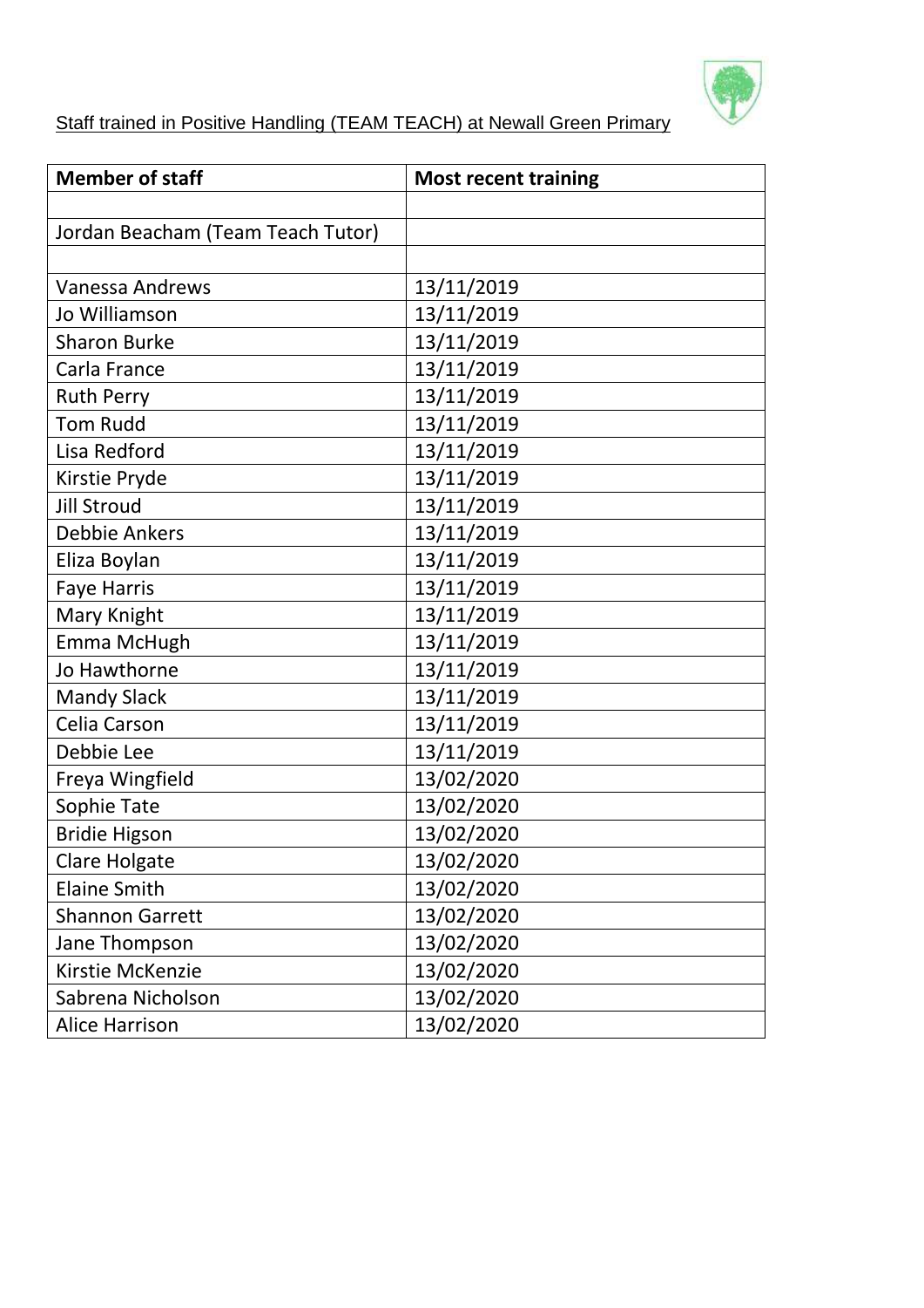Staff trained in Positive Handling (TEAM TEACH) at Newall Green Primary

| Member of staff | Most recent training |
|---|---|
| | |
| Jordan Beacham (Team Teach Tutor) | |
| | |
| Vanessa Andrews | 13/11/2019 |
| Jo Williamson | 13/11/2019 |
| Sharon Burke | 13/11/2019 |
| Carla France | 13/11/2019 |
| Ruth Perry | 13/11/2019 |
| Tom Rudd | 13/11/2019 |
| Lisa Redford | 13/11/2019 |
| Kirstie Pryde | 13/11/2019 |
| Jill Stroud | 13/11/2019 |
| Debbie Ankers | 13/11/2019 |
| Eliza Boylan | 13/11/2019 |
| Faye Harris | 13/11/2019 |
| Mary Knight | 13/11/2019 |
| Emma McHugh | 13/11/2019 |
| Jo Hawthorne | 13/11/2019 |
| Mandy Slack | 13/11/2019 |
| Celia Carson | 13/11/2019 |
| Debbie Lee | 13/11/2019 |
| Freya Wingfield | 13/02/2020 |
| Sophie Tate | 13/02/2020 |
| Bridie Higson | 13/02/2020 |
| Clare Holgate | 13/02/2020 |
| Elaine Smith | 13/02/2020 |
| Shannon Garrett | 13/02/2020 |
| Jane Thompson | 13/02/2020 |
| Kirstie McKenzie | 13/02/2020 |
| Sabrena Nicholson | 13/02/2020 |
| Alice Harrison | 13/02/2020 |